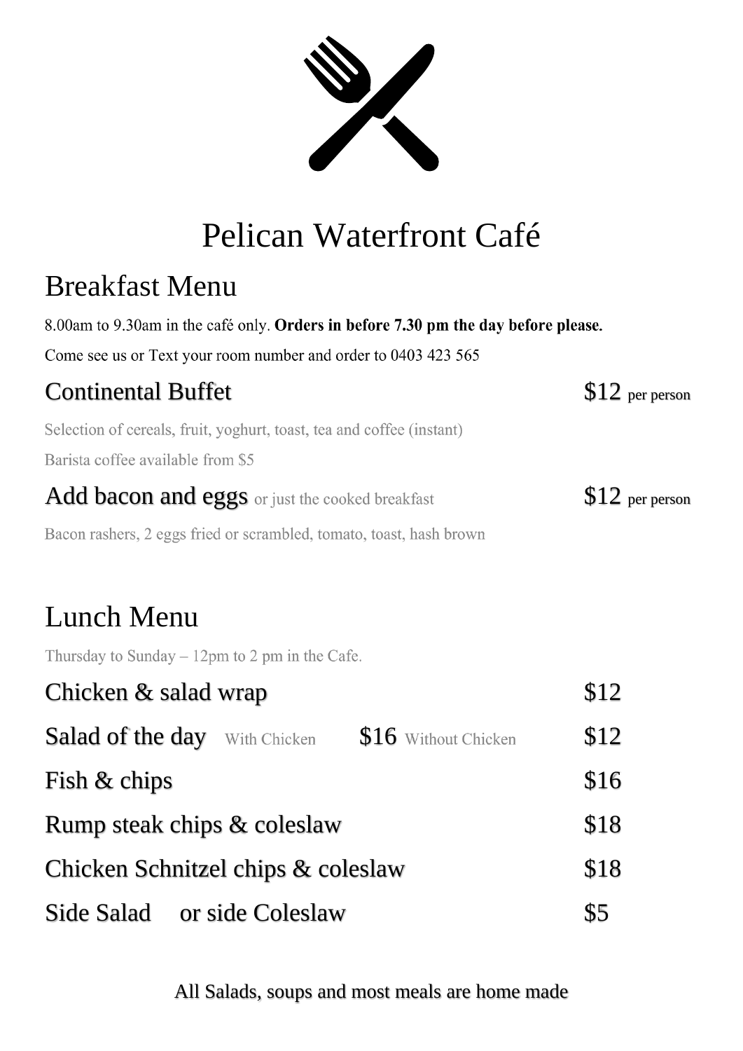# Pelican Waterfront Café

## Breakfast Menu

8.00am to 9.30am in the café only. **Orders in before 7.30 pm the day before please.**

Come see us or Text your room number and order to 0403 423 565

### Continental Buffet — $12 per person

Selection of cereals, fruit, yoghurt, toast, tea and coffee (instant)

Barista coffee available from $5

### Add bacon and eggs or just the cooked breakfast — $12 per person

Bacon rashers, 2 eggs fried or scrambled, tomato, toast, hash brown

## Lunch Menu

Thursday to Sunday – 12pm to 2 pm in the Cafe.

| Item | Price |
| --- | --- |
| Chicken & salad wrap | $12 |
| Salad of the day With Chicken $16 Without Chicken | $12 |
| Fish & chips | $16 |
| Rump steak chips & coleslaw | $18 |
| Chicken Schnitzel chips & coleslaw | $18 |
| Side Salad or side Coleslaw | $5 |

All Salads, soups and most meals are home made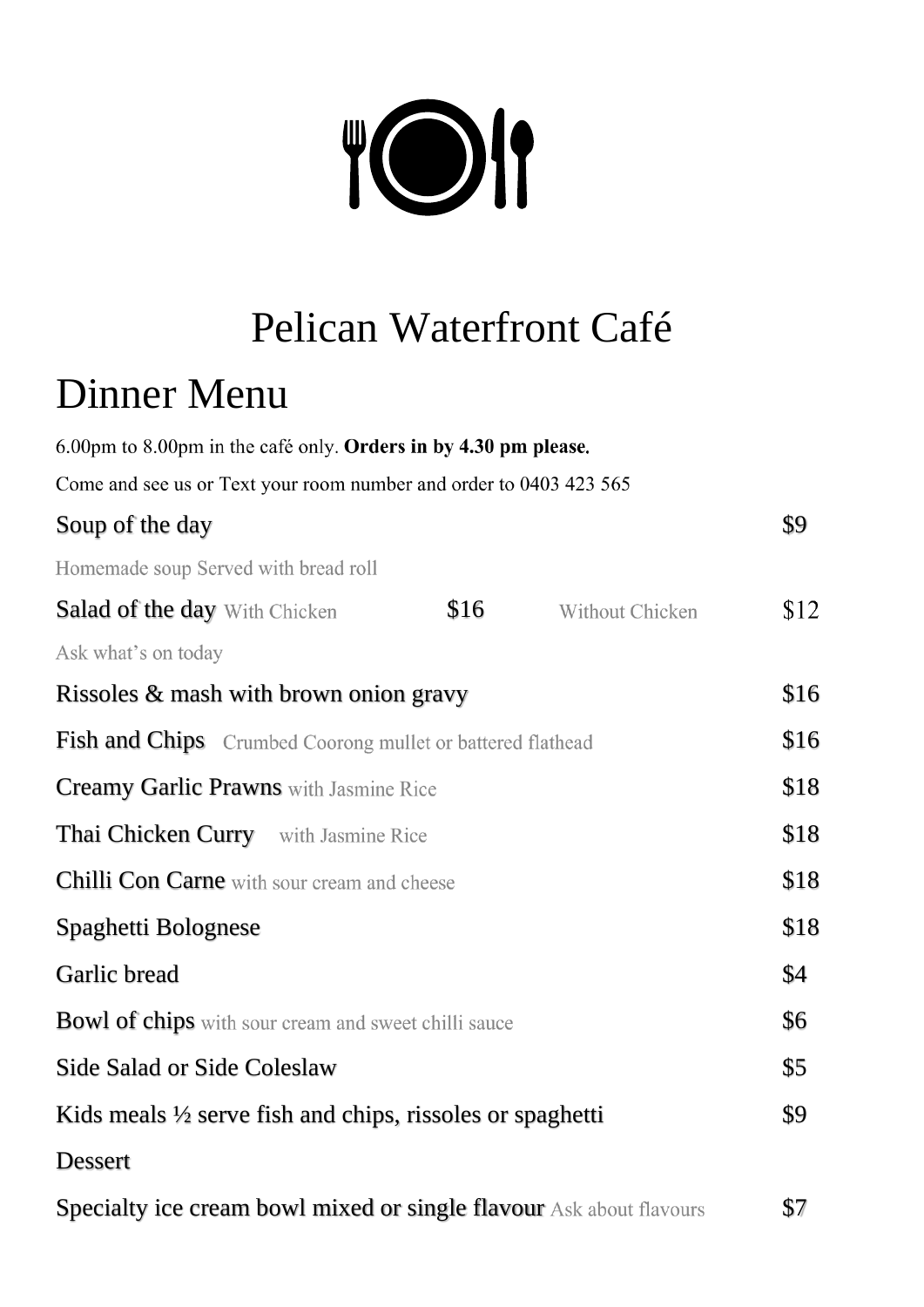# Pelican Waterfront Café

## Dinner Menu

6.00pm to 8.00pm in the café only. **Orders in by 4.30 pm please.**

Come and see us or Text your room number and order to 0403 423 565

Soup of the day $9

Homemade soup Served with bread roll

Salad of the day With Chicken $16 Without Chicken $12

Ask what's on today

Rissoles & mash with brown onion gravy $16

Fish and Chips Crumbed Coorong mullet or battered flathead $16

Creamy Garlic Prawns with Jasmine Rice $18

Thai Chicken Curry with Jasmine Rice $18

Chilli Con Carne with sour cream and cheese $18

Spaghetti Bolognese $18

Garlic bread $4

Bowl of chips with sour cream and sweet chilli sauce $6

Side Salad or Side Coleslaw $5

Kids meals ½ serve fish and chips, rissoles or spaghetti $9

Dessert

Specialty ice cream bowl mixed or single flavour Ask about flavours $7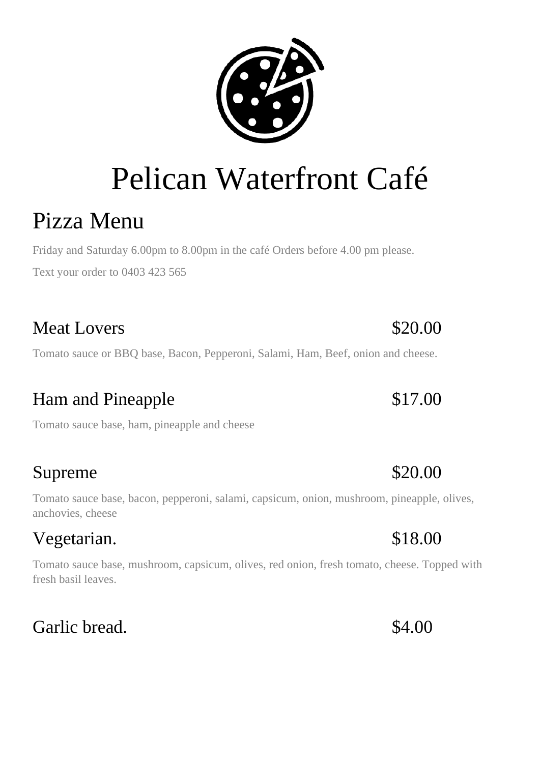# Pelican Waterfront Café

## Pizza Menu

Friday and Saturday 6.00pm to 8.00pm in the café Orders before 4.00 pm please.

Text your order to 0403 423 565

### Meat Lovers $20.00

Tomato sauce or BBQ base, Bacon, Pepperoni, Salami, Ham, Beef, onion and cheese.

### Ham and Pineapple $17.00

Tomato sauce base, ham, pineapple and cheese

### Supreme $20.00

Tomato sauce base, bacon, pepperoni, salami, capsicum, onion, mushroom, pineapple, olives, anchovies, cheese

### Vegetarian. $18.00

Tomato sauce base, mushroom, capsicum, olives, red onion, fresh tomato, cheese. Topped with fresh basil leaves.

### Garlic bread. $4.00